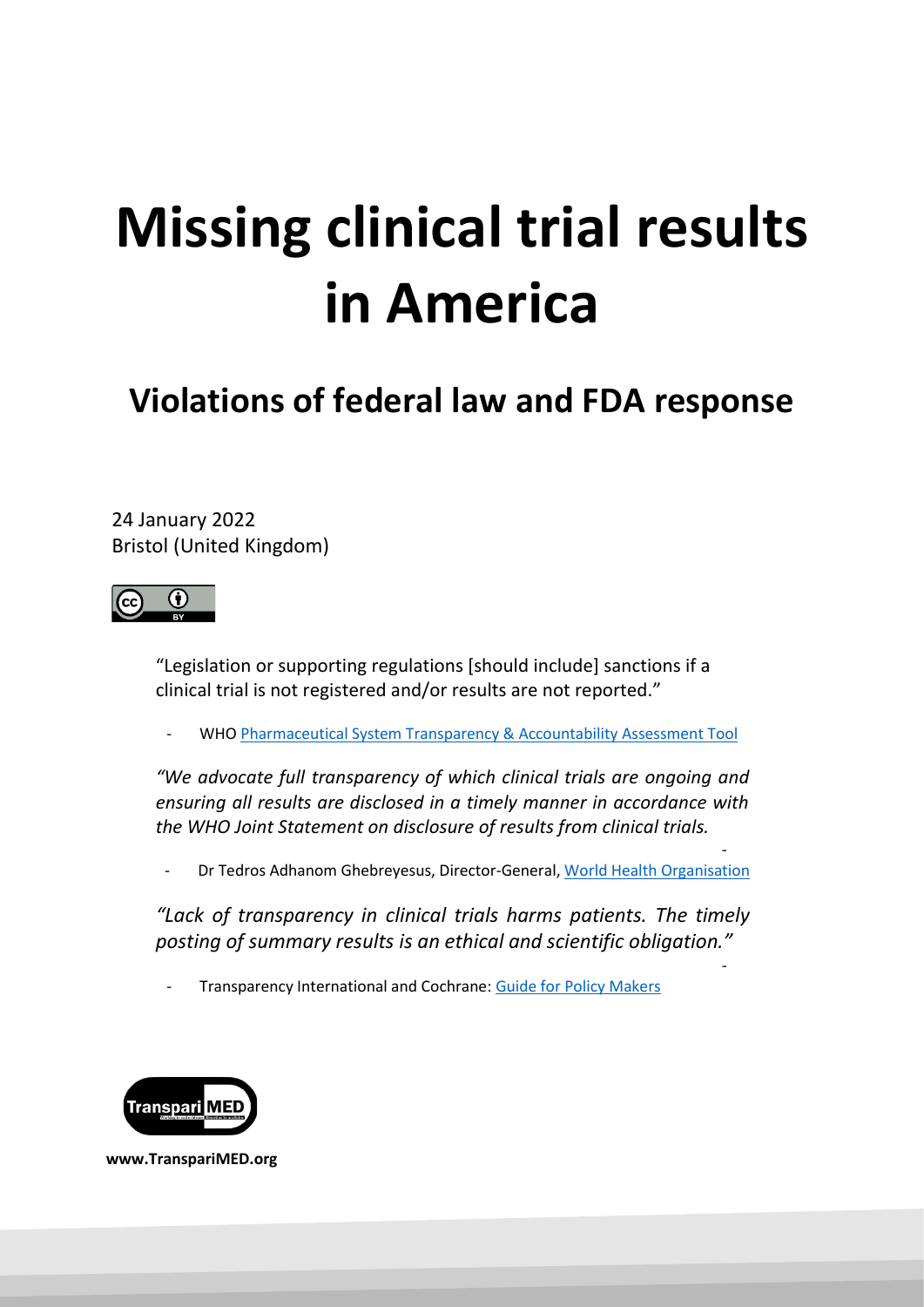# Missing clinical trial results in America

## Violations of federal law and FDA response

24 January 2022
Bristol (United Kingdom)

"Legislation or supporting regulations [should include] sanctions if a clinical trial is not registered and/or results are not reported."

- WHO [Pharmaceutical System Transparency & Accountability Assessment Tool]

*"We advocate full transparency of which clinical trials are ongoing and ensuring all results are disclosed in a timely manner in accordance with the WHO Joint Statement on disclosure of results from clinical trials.*

- Dr Tedros Adhanom Ghebreyesus, Director-General, [World Health Organisation]

*"Lack of transparency in clinical trials harms patients. The timely posting of summary results is an ethical and scientific obligation."*

- Transparency International and Cochrane: [Guide for Policy Makers]

**www.TranspariMED.org**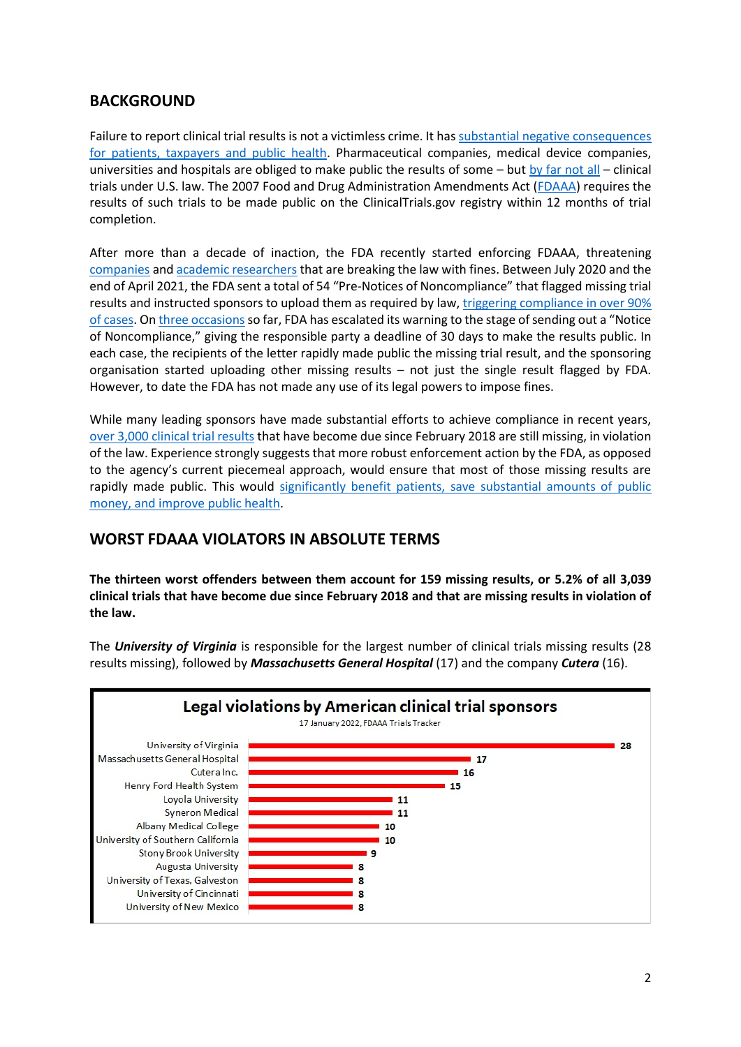## BACKGROUND

Failure to report clinical trial results is not a victimless crime. It has substantial negative consequences for patients, taxpayers and public health. Pharmaceutical companies, medical device companies, universities and hospitals are obliged to make public the results of some – but by far not all – clinical trials under U.S. law. The 2007 Food and Drug Administration Amendments Act (FDAAA) requires the results of such trials to be made public on the ClinicalTrials.gov registry within 12 months of trial completion.

After more than a decade of inaction, the FDA recently started enforcing FDAAA, threatening companies and academic researchers that are breaking the law with fines. Between July 2020 and the end of April 2021, the FDA sent a total of 54 "Pre-Notices of Noncompliance" that flagged missing trial results and instructed sponsors to upload them as required by law, triggering compliance in over 90% of cases. On three occasions so far, FDA has escalated its warning to the stage of sending out a "Notice of Noncompliance," giving the responsible party a deadline of 30 days to make the results public. In each case, the recipients of the letter rapidly made public the missing trial result, and the sponsoring organisation started uploading other missing results – not just the single result flagged by FDA. However, to date the FDA has not made any use of its legal powers to impose fines.

While many leading sponsors have made substantial efforts to achieve compliance in recent years, over 3,000 clinical trial results that have become due since February 2018 are still missing, in violation of the law. Experience strongly suggests that more robust enforcement action by the FDA, as opposed to the agency's current piecemeal approach, would ensure that most of those missing results are rapidly made public. This would significantly benefit patients, save substantial amounts of public money, and improve public health.

## WORST FDAAA VIOLATORS IN ABSOLUTE TERMS

**The thirteen worst offenders between them account for 159 missing results, or 5.2% of all 3,039 clinical trials that have become due since February 2018 and that are missing results in violation of the law.**

The ***University of Virginia*** is responsible for the largest number of clinical trials missing results (28 results missing), followed by ***Massachusetts General Hospital*** (17) and the company ***Cutera*** (16).

**Legal violations by American clinical trial sponsors**

17 January 2022, FDAAA Trials Tracker

| Sponsor | Missing results |
|---|---|
| University of Virginia | 28 |
| Massachusetts General Hospital | 17 |
| Cutera Inc. | 16 |
| Henry Ford Health System | 15 |
| Loyola University | 11 |
| Syneron Medical | 11 |
| Albany Medical College | 10 |
| University of Southern California | 10 |
| Stony Brook University | 9 |
| Augusta University | 8 |
| University of Texas, Galveston | 8 |
| University of Cincinnati | 8 |
| University of New Mexico | 8 |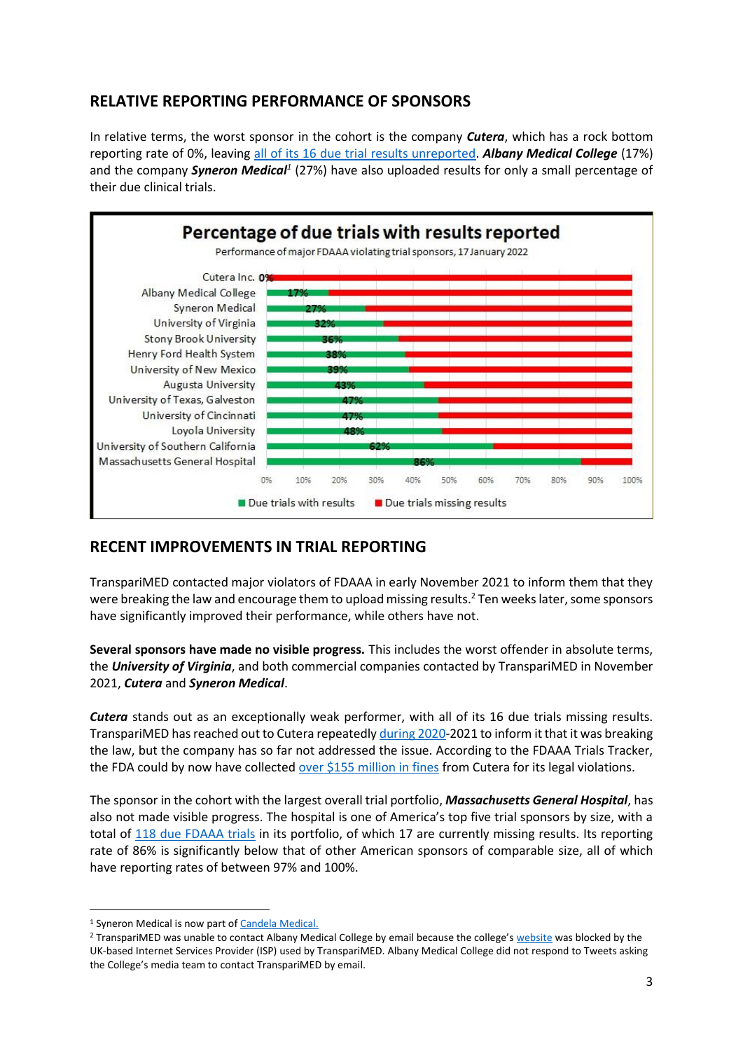## RELATIVE REPORTING PERFORMANCE OF SPONSORS

In relative terms, the worst sponsor in the cohort is the company ***Cutera***, which has a rock bottom reporting rate of 0%, leaving [all of its 16 due trial results unreported](). ***Albany Medical College*** (17%) and the company ***Syneron Medical***[1] (27%) have also uploaded results for only a small percentage of their due clinical trials.

**Percentage of due trials with results reported**

Performance of major FDAAA violating trial sponsors, 17 January 2022

| Sponsor | Due trials with results |
|---|---|
| Cutera Inc. | 0% |
| Albany Medical College | 17% |
| Syneron Medical | 27% |
| University of Virginia | 32% |
| Stony Brook University | 36% |
| Henry Ford Health System | 38% |
| University of New Mexico | 39% |
| Augusta University | 43% |
| University of Texas, Galveston | 47% |
| University of Cincinnati | 47% |
| Loyola University | 48% |
| University of Southern California | 62% |
| Massachusetts General Hospital | 86% |

■ Due trials with results ■ Due trials missing results

## RECENT IMPROVEMENTS IN TRIAL REPORTING

TranspariMED contacted major violators of FDAAA in early November 2021 to inform them that they were breaking the law and encourage them to upload missing results.[2] Ten weeks later, some sponsors have significantly improved their performance, while others have not.

**Several sponsors have made no visible progress.** This includes the worst offender in absolute terms, the ***University of Virginia***, and both commercial companies contacted by TranspariMED in November 2021, ***Cutera*** and ***Syneron Medical***.

***Cutera*** stands out as an exceptionally weak performer, with all of its 16 due trials missing results. TranspariMED has reached out to Cutera repeatedly [during 2020]()-2021 to inform it that it was breaking the law, but the company has so far not addressed the issue. According to the FDAAA Trials Tracker, the FDA could by now have collected [over $155 million in fines]() from Cutera for its legal violations.

The sponsor in the cohort with the largest overall trial portfolio, ***Massachusetts General Hospital***, has also not made visible progress. The hospital is one of America's top five trial sponsors by size, with a total of [118 due FDAAA trials]() in its portfolio, of which 17 are currently missing results. Its reporting rate of 86% is significantly below that of other American sponsors of comparable size, all of which have reporting rates of between 97% and 100%.

---

[1] Syneron Medical is now part of [Candela Medical.]()

[2] TranspariMED was unable to contact Albany Medical College by email because the college's [website]() was blocked by the UK-based Internet Services Provider (ISP) used by TranspariMED. Albany Medical College did not respond to Tweets asking the College's media team to contact TranspariMED by email.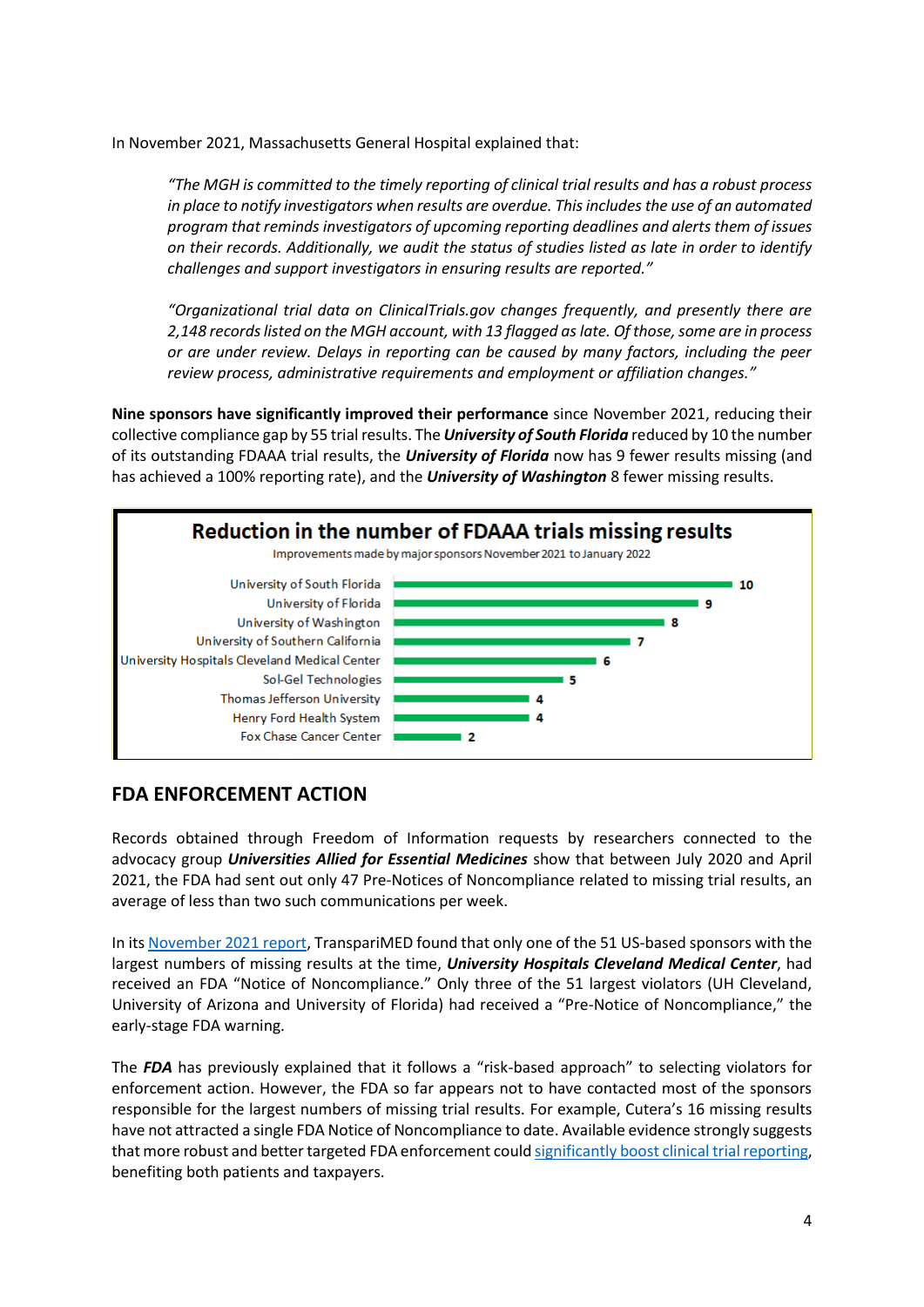In November 2021, Massachusetts General Hospital explained that:

> *"The MGH is committed to the timely reporting of clinical trial results and has a robust process in place to notify investigators when results are overdue. This includes the use of an automated program that reminds investigators of upcoming reporting deadlines and alerts them of issues on their records. Additionally, we audit the status of studies listed as late in order to identify challenges and support investigators in ensuring results are reported."*
>
> *"Organizational trial data on ClinicalTrials.gov changes frequently, and presently there are 2,148 records listed on the MGH account, with 13 flagged as late. Of those, some are in process or are under review. Delays in reporting can be caused by many factors, including the peer review process, administrative requirements and employment or affiliation changes."*

**Nine sponsors have significantly improved their performance** since November 2021, reducing their collective compliance gap by 55 trial results. The ***University of South Florida*** reduced by 10 the number of its outstanding FDAAA trial results, the ***University of Florida*** now has 9 fewer results missing (and has achieved a 100% reporting rate), and the ***University of Washington*** 8 fewer missing results.

**Reduction in the number of FDAAA trials missing results**

Improvements made by major sponsors November 2021 to January 2022

| Sponsor | Reduction |
| --- | --- |
| University of South Florida | 10 |
| University of Florida | 9 |
| University of Washington | 8 |
| University of Southern California | 7 |
| University Hospitals Cleveland Medical Center | 6 |
| Sol-Gel Technologies | 5 |
| Thomas Jefferson University | 4 |
| Henry Ford Health System | 4 |
| Fox Chase Cancer Center | 2 |

## FDA ENFORCEMENT ACTION

Records obtained through Freedom of Information requests by researchers connected to the advocacy group ***Universities Allied for Essential Medicines*** show that between July 2020 and April 2021, the FDA had sent out only 47 Pre-Notices of Noncompliance related to missing trial results, an average of less than two such communications per week.

In its November 2021 report, TranspariMED found that only one of the 51 US-based sponsors with the largest numbers of missing results at the time, ***University Hospitals Cleveland Medical Center***, had received an FDA "Notice of Noncompliance." Only three of the 51 largest violators (UH Cleveland, University of Arizona and University of Florida) had received a "Pre-Notice of Noncompliance," the early-stage FDA warning.

The ***FDA*** has previously explained that it follows a "risk-based approach" to selecting violators for enforcement action. However, the FDA so far appears not to have contacted most of the sponsors responsible for the largest numbers of missing trial results. For example, Cutera's 16 missing results have not attracted a single FDA Notice of Noncompliance to date. Available evidence strongly suggests that more robust and better targeted FDA enforcement could significantly boost clinical trial reporting, benefiting both patients and taxpayers.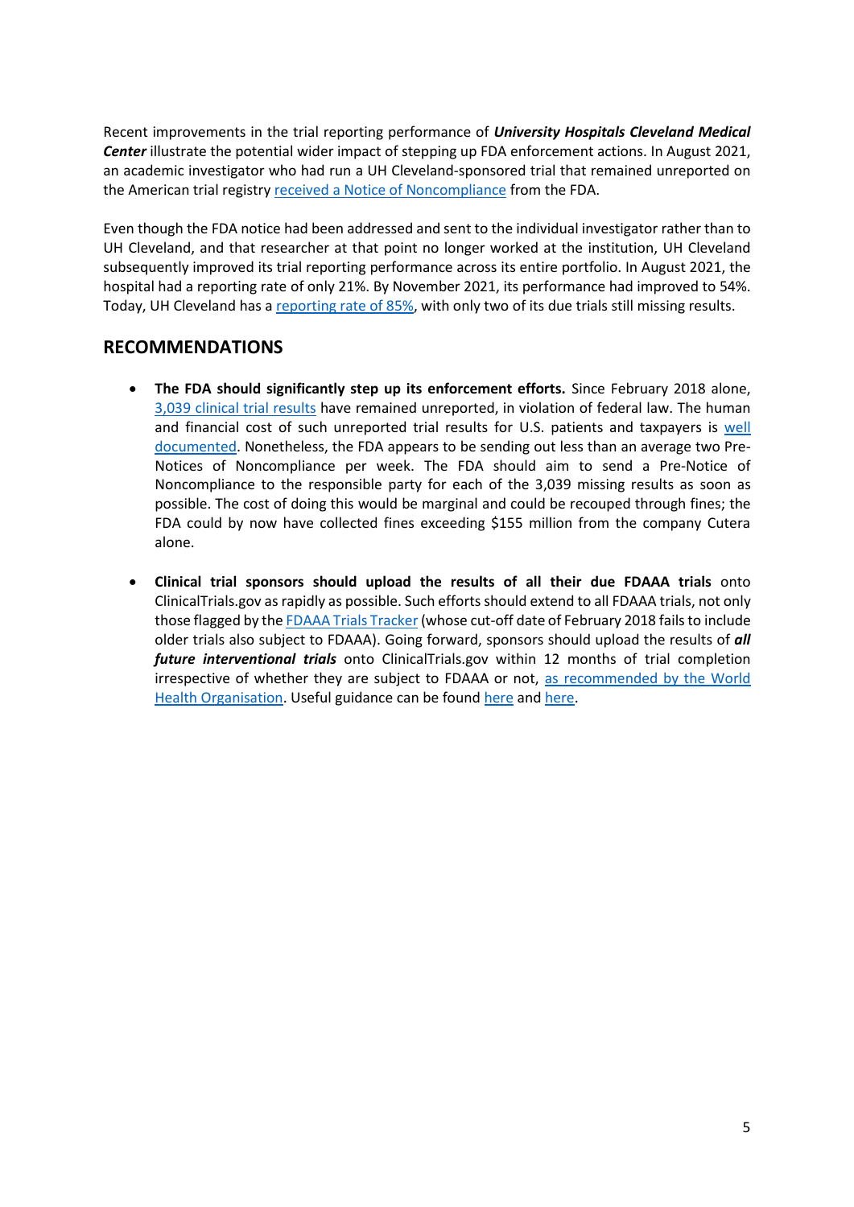Recent improvements in the trial reporting performance of ***University Hospitals Cleveland Medical Center*** illustrate the potential wider impact of stepping up FDA enforcement actions. In August 2021, an academic investigator who had run a UH Cleveland-sponsored trial that remained unreported on the American trial registry received a Notice of Noncompliance from the FDA.

Even though the FDA notice had been addressed and sent to the individual investigator rather than to UH Cleveland, and that researcher at that point no longer worked at the institution, UH Cleveland subsequently improved its trial reporting performance across its entire portfolio. In August 2021, the hospital had a reporting rate of only 21%. By November 2021, its performance had improved to 54%. Today, UH Cleveland has a reporting rate of 85%, with only two of its due trials still missing results.

## RECOMMENDATIONS

- **The FDA should significantly step up its enforcement efforts.** Since February 2018 alone, 3,039 clinical trial results have remained unreported, in violation of federal law. The human and financial cost of such unreported trial results for U.S. patients and taxpayers is well documented. Nonetheless, the FDA appears to be sending out less than an average two Pre-Notices of Noncompliance per week. The FDA should aim to send a Pre-Notice of Noncompliance to the responsible party for each of the 3,039 missing results as soon as possible. The cost of doing this would be marginal and could be recouped through fines; the FDA could by now have collected fines exceeding $155 million from the company Cutera alone.

- **Clinical trial sponsors should upload the results of all their due FDAAA trials** onto ClinicalTrials.gov as rapidly as possible. Such efforts should extend to all FDAAA trials, not only those flagged by the FDAAA Trials Tracker (whose cut-off date of February 2018 fails to include older trials also subject to FDAAA). Going forward, sponsors should upload the results of ***all future interventional trials*** onto ClinicalTrials.gov within 12 months of trial completion irrespective of whether they are subject to FDAAA or not, as recommended by the World Health Organisation. Useful guidance can be found here and here.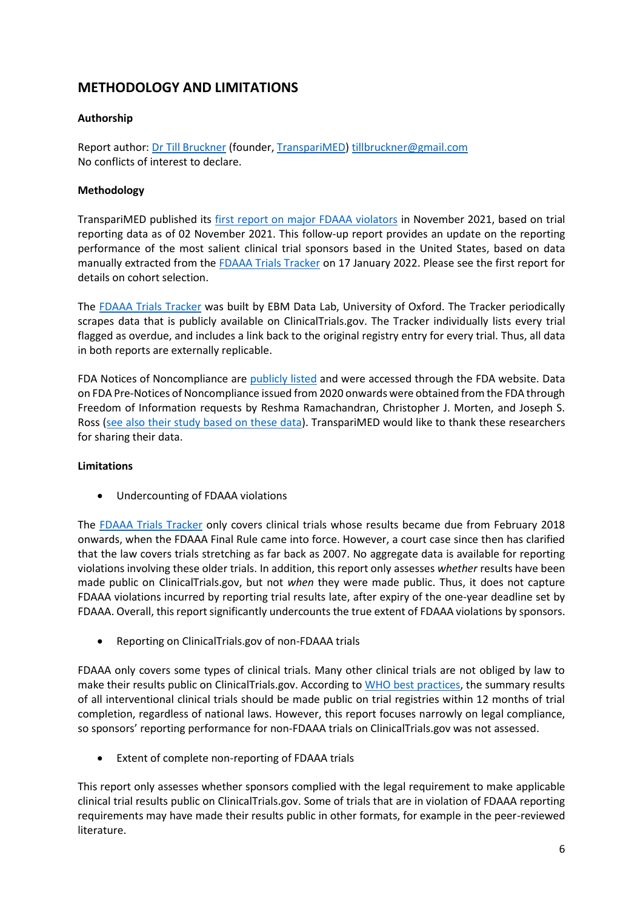## METHODOLOGY AND LIMITATIONS

**Authorship**

Report author: Dr Till Bruckner (founder, TranspariMED) tillbruckner@gmail.com
No conflicts of interest to declare.

**Methodology**

TranspariMED published its first report on major FDAAA violators in November 2021, based on trial reporting data as of 02 November 2021. This follow-up report provides an update on the reporting performance of the most salient clinical trial sponsors based in the United States, based on data manually extracted from the FDAAA Trials Tracker on 17 January 2022. Please see the first report for details on cohort selection.

The FDAAA Trials Tracker was built by EBM Data Lab, University of Oxford. The Tracker periodically scrapes data that is publicly available on ClinicalTrials.gov. The Tracker individually lists every trial flagged as overdue, and includes a link back to the original registry entry for every trial. Thus, all data in both reports are externally replicable.

FDA Notices of Noncompliance are publicly listed and were accessed through the FDA website. Data on FDA Pre-Notices of Noncompliance issued from 2020 onwards were obtained from the FDA through Freedom of Information requests by Reshma Ramachandran, Christopher J. Morten, and Joseph S. Ross (see also their study based on these data). TranspariMED would like to thank these researchers for sharing their data.

**Limitations**

- Undercounting of FDAAA violations

The FDAAA Trials Tracker only covers clinical trials whose results became due from February 2018 onwards, when the FDAAA Final Rule came into force. However, a court case since then has clarified that the law covers trials stretching as far back as 2007. No aggregate data is available for reporting violations involving these older trials. In addition, this report only assesses *whether* results have been made public on ClinicalTrials.gov, but not *when* they were made public. Thus, it does not capture FDAAA violations incurred by reporting trial results late, after expiry of the one-year deadline set by FDAAA. Overall, this report significantly undercounts the true extent of FDAAA violations by sponsors.

- Reporting on ClinicalTrials.gov of non-FDAAA trials

FDAAA only covers some types of clinical trials. Many other clinical trials are not obliged by law to make their results public on ClinicalTrials.gov. According to WHO best practices, the summary results of all interventional clinical trials should be made public on trial registries within 12 months of trial completion, regardless of national laws. However, this report focuses narrowly on legal compliance, so sponsors' reporting performance for non-FDAAA trials on ClinicalTrials.gov was not assessed.

- Extent of complete non-reporting of FDAAA trials

This report only assesses whether sponsors complied with the legal requirement to make applicable clinical trial results public on ClinicalTrials.gov. Some of trials that are in violation of FDAAA reporting requirements may have made their results public in other formats, for example in the peer-reviewed literature.